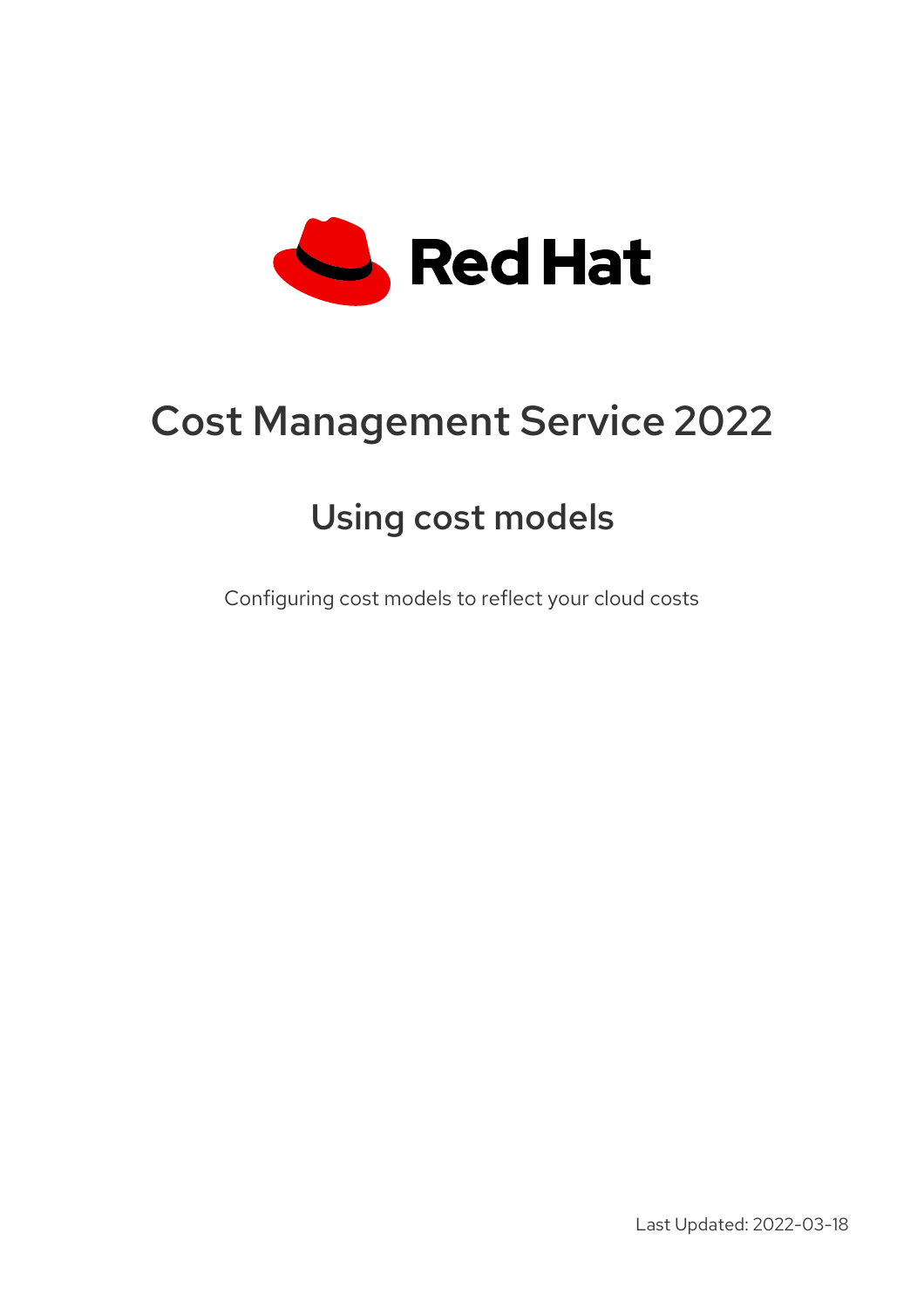Red Hat

# Cost Management Service 2022

## Using cost models

Configuring cost models to reflect your cloud costs

Last Updated: 2022-03-18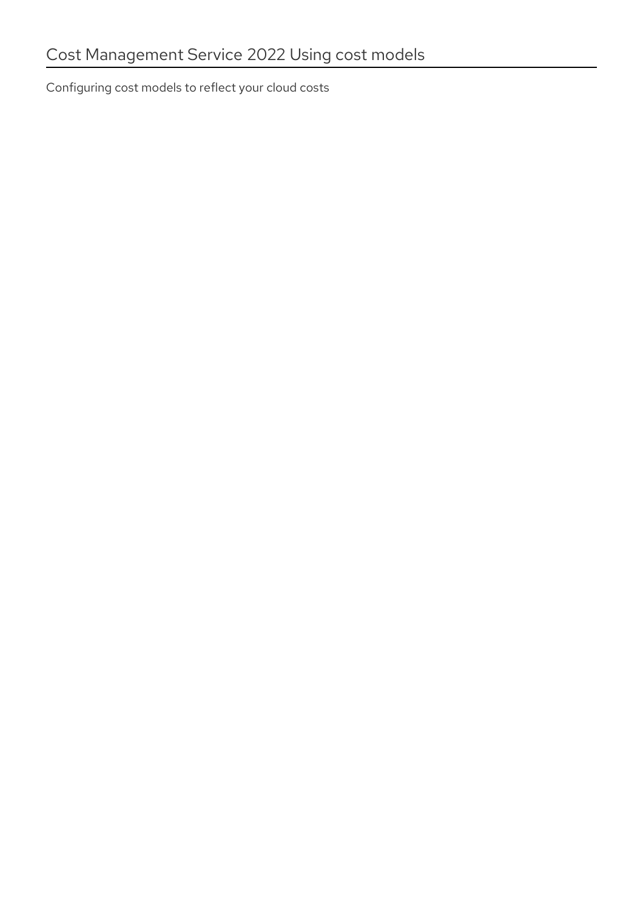# Cost Management Service 2022 Using cost models

Configuring cost models to reflect your cloud costs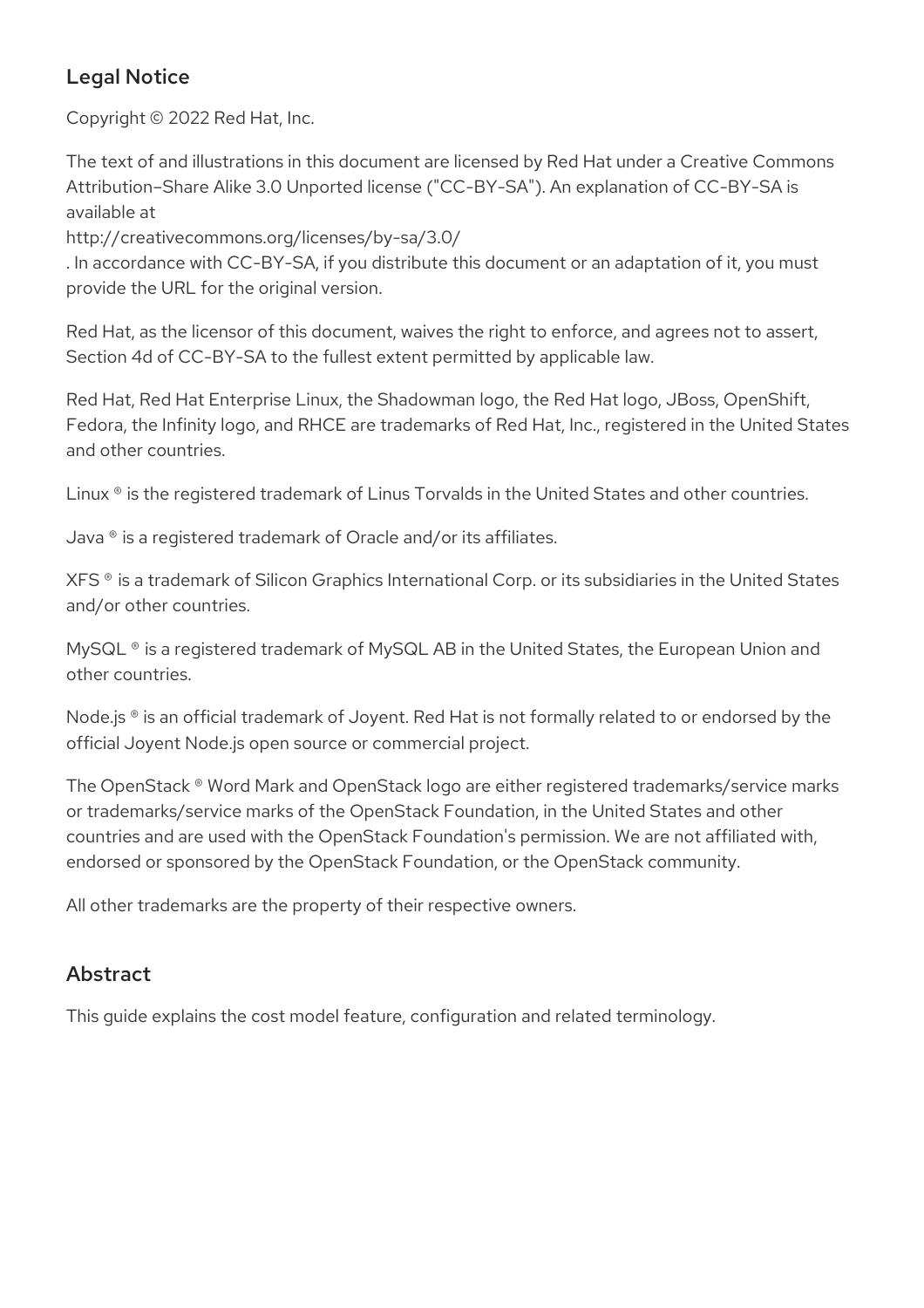## Legal Notice

Copyright © 2022 Red Hat, Inc.

The text of and illustrations in this document are licensed by Red Hat under a Creative Commons Attribution–Share Alike 3.0 Unported license ("CC-BY-SA"). An explanation of CC-BY-SA is available at
http://creativecommons.org/licenses/by-sa/3.0/
. In accordance with CC-BY-SA, if you distribute this document or an adaptation of it, you must provide the URL for the original version.

Red Hat, as the licensor of this document, waives the right to enforce, and agrees not to assert, Section 4d of CC-BY-SA to the fullest extent permitted by applicable law.

Red Hat, Red Hat Enterprise Linux, the Shadowman logo, the Red Hat logo, JBoss, OpenShift, Fedora, the Infinity logo, and RHCE are trademarks of Red Hat, Inc., registered in the United States and other countries.

Linux ® is the registered trademark of Linus Torvalds in the United States and other countries.

Java ® is a registered trademark of Oracle and/or its affiliates.

XFS ® is a trademark of Silicon Graphics International Corp. or its subsidiaries in the United States and/or other countries.

MySQL ® is a registered trademark of MySQL AB in the United States, the European Union and other countries.

Node.js ® is an official trademark of Joyent. Red Hat is not formally related to or endorsed by the official Joyent Node.js open source or commercial project.

The OpenStack ® Word Mark and OpenStack logo are either registered trademarks/service marks or trademarks/service marks of the OpenStack Foundation, in the United States and other countries and are used with the OpenStack Foundation's permission. We are not affiliated with, endorsed or sponsored by the OpenStack Foundation, or the OpenStack community.

All other trademarks are the property of their respective owners.

## Abstract

This guide explains the cost model feature, configuration and related terminology.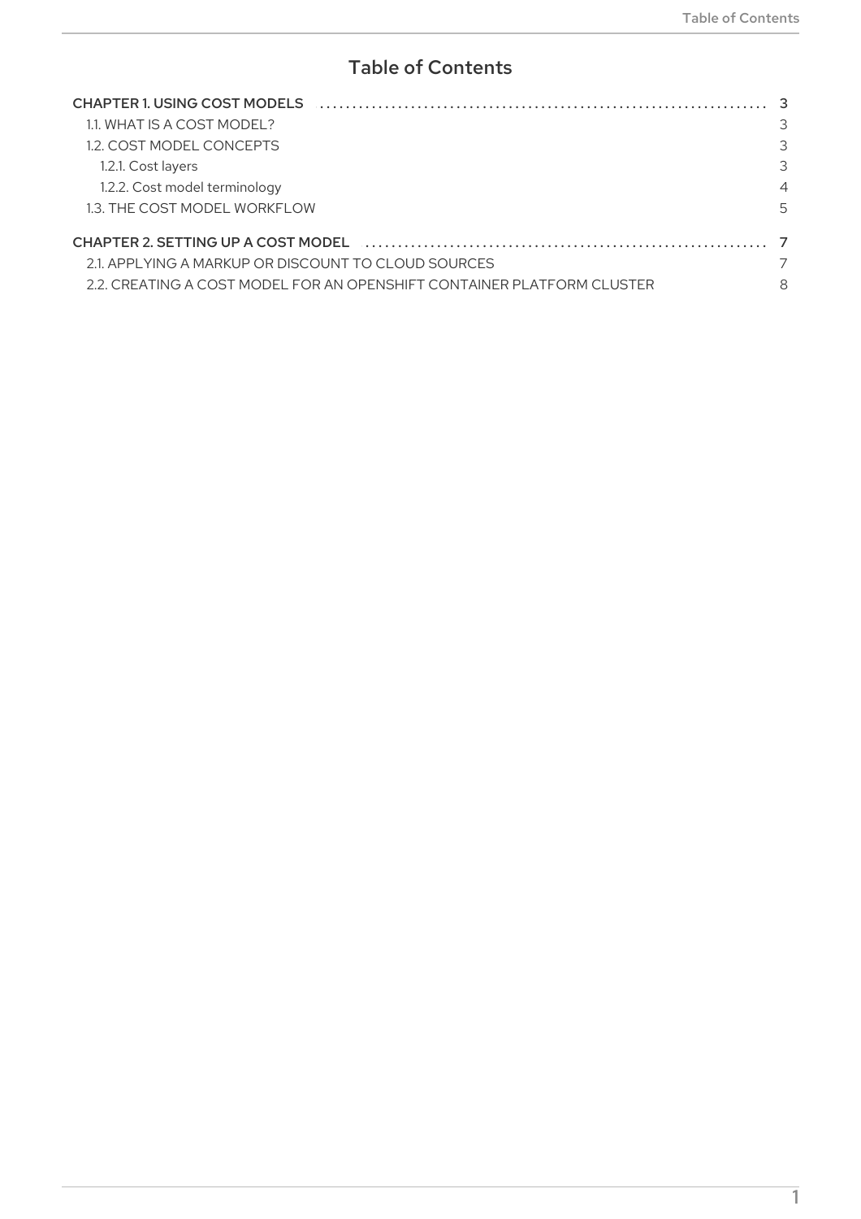# Table of Contents

CHAPTER 1. USING COST MODELS .......... 3
- 1.1. WHAT IS A COST MODEL? 3
- 1.2. COST MODEL CONCEPTS 3
  - 1.2.1. Cost layers 3
  - 1.2.2. Cost model terminology 4
- 1.3. THE COST MODEL WORKFLOW 5

CHAPTER 2. SETTING UP A COST MODEL .......... 7
- 2.1. APPLYING A MARKUP OR DISCOUNT TO CLOUD SOURCES 7
- 2.2. CREATING A COST MODEL FOR AN OPENSHIFT CONTAINER PLATFORM CLUSTER 8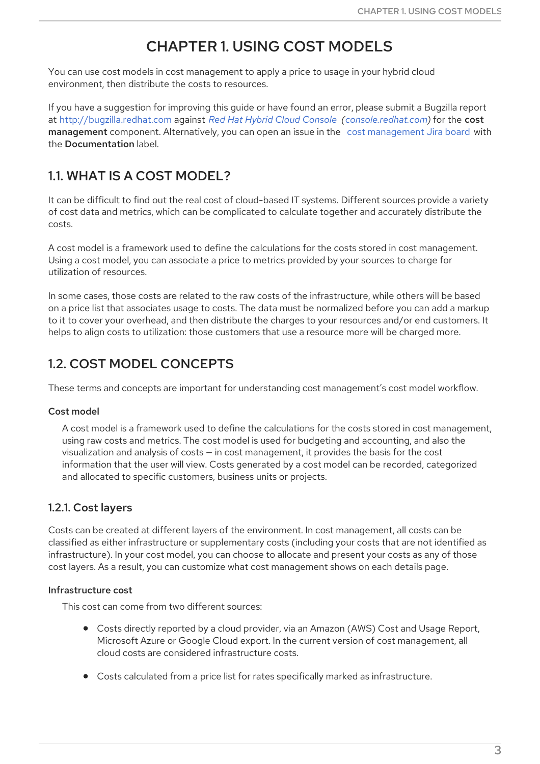# CHAPTER 1. USING COST MODELS

You can use cost models in cost management to apply a price to usage in your hybrid cloud environment, then distribute the costs to resources.

If you have a suggestion for improving this guide or have found an error, please submit a Bugzilla report at http://bugzilla.redhat.com against *Red Hat Hybrid Cloud Console (console.redhat.com)* for the **cost management** component. Alternatively, you can open an issue in the cost management Jira board with the **Documentation** label.

## 1.1. WHAT IS A COST MODEL?

It can be difficult to find out the real cost of cloud-based IT systems. Different sources provide a variety of cost data and metrics, which can be complicated to calculate together and accurately distribute the costs.

A cost model is a framework used to define the calculations for the costs stored in cost management. Using a cost model, you can associate a price to metrics provided by your sources to charge for utilization of resources.

In some cases, those costs are related to the raw costs of the infrastructure, while others will be based on a price list that associates usage to costs. The data must be normalized before you can add a markup to it to cover your overhead, and then distribute the charges to your resources and/or end customers. It helps to align costs to utilization: those customers that use a resource more will be charged more.

## 1.2. COST MODEL CONCEPTS

These terms and concepts are important for understanding cost management's cost model workflow.

**Cost model**

A cost model is a framework used to define the calculations for the costs stored in cost management, using raw costs and metrics. The cost model is used for budgeting and accounting, and also the visualization and analysis of costs — in cost management, it provides the basis for the cost information that the user will view. Costs generated by a cost model can be recorded, categorized and allocated to specific customers, business units or projects.

### 1.2.1. Cost layers

Costs can be created at different layers of the environment. In cost management, all costs can be classified as either infrastructure or supplementary costs (including your costs that are not identified as infrastructure). In your cost model, you can choose to allocate and present your costs as any of those cost layers. As a result, you can customize what cost management shows on each details page.

**Infrastructure cost**

This cost can come from two different sources:

- Costs directly reported by a cloud provider, via an Amazon (AWS) Cost and Usage Report, Microsoft Azure or Google Cloud export. In the current version of cost management, all cloud costs are considered infrastructure costs.
- Costs calculated from a price list for rates specifically marked as infrastructure.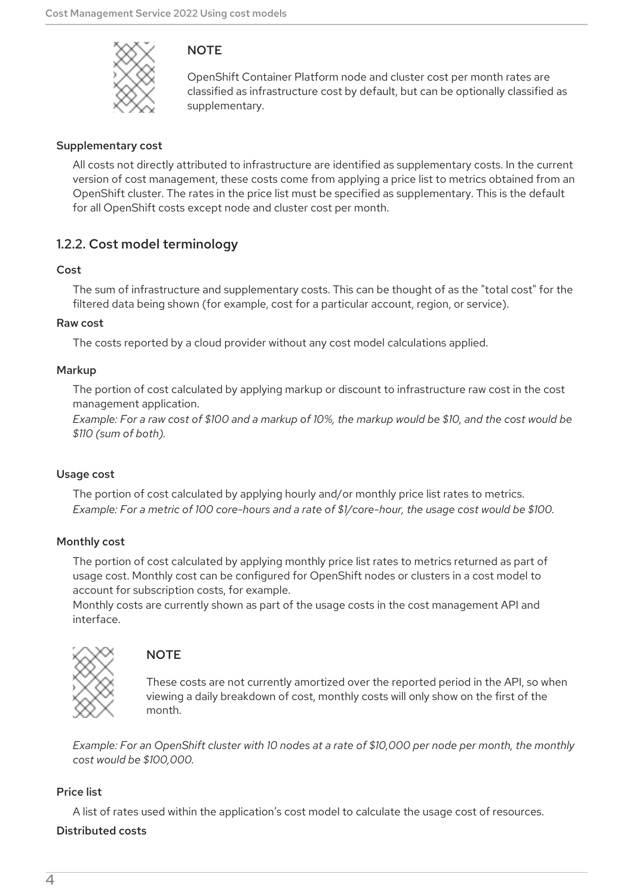> **NOTE**
>
> OpenShift Container Platform node and cluster cost per month rates are classified as infrastructure cost by default, but can be optionally classified as supplementary.

**Supplementary cost**

All costs not directly attributed to infrastructure are identified as supplementary costs. In the current version of cost management, these costs come from applying a price list to metrics obtained from an OpenShift cluster. The rates in the price list must be specified as supplementary. This is the default for all OpenShift costs except node and cluster cost per month.

### 1.2.2. Cost model terminology

**Cost**

The sum of infrastructure and supplementary costs. This can be thought of as the "total cost" for the filtered data being shown (for example, cost for a particular account, region, or service).

**Raw cost**

The costs reported by a cloud provider without any cost model calculations applied.

**Markup**

The portion of cost calculated by applying markup or discount to infrastructure raw cost in the cost management application.
*Example: For a raw cost of $100 and a markup of 10%, the markup would be $10, and the cost would be $110 (sum of both).*

**Usage cost**

The portion of cost calculated by applying hourly and/or monthly price list rates to metrics.
*Example: For a metric of 100 core-hours and a rate of $1/core-hour, the usage cost would be $100.*

**Monthly cost**

The portion of cost calculated by applying monthly price list rates to metrics returned as part of usage cost. Monthly cost can be configured for OpenShift nodes or clusters in a cost model to account for subscription costs, for example.
Monthly costs are currently shown as part of the usage costs in the cost management API and interface.

> **NOTE**
>
> These costs are not currently amortized over the reported period in the API, so when viewing a daily breakdown of cost, monthly costs will only show on the first of the month.

*Example: For an OpenShift cluster with 10 nodes at a rate of $10,000 per node per month, the monthly cost would be $100,000.*

**Price list**

A list of rates used within the application's cost model to calculate the usage cost of resources.

**Distributed costs**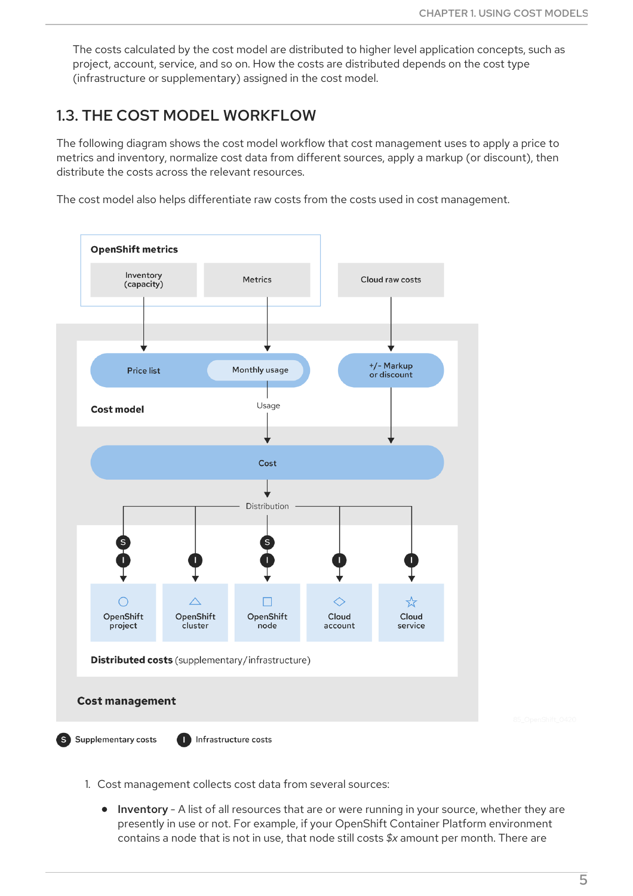The costs calculated by the cost model are distributed to higher level application concepts, such as project, account, service, and so on. How the costs are distributed depends on the cost type (infrastructure or supplementary) assigned in the cost model.

## 1.3. THE COST MODEL WORKFLOW

The following diagram shows the cost model workflow that cost management uses to apply a price to metrics and inventory, normalize cost data from different sources, apply a markup (or discount), then distribute the costs across the relevant resources.

The cost model also helps differentiate raw costs from the costs used in cost management.

1. Cost management collects cost data from several sources:
   - **Inventory** - A list of all resources that are or were running in your source, whether they are presently in use or not. For example, if your OpenShift Container Platform environment contains a node that is not in use, that node still costs $x amount per month. There are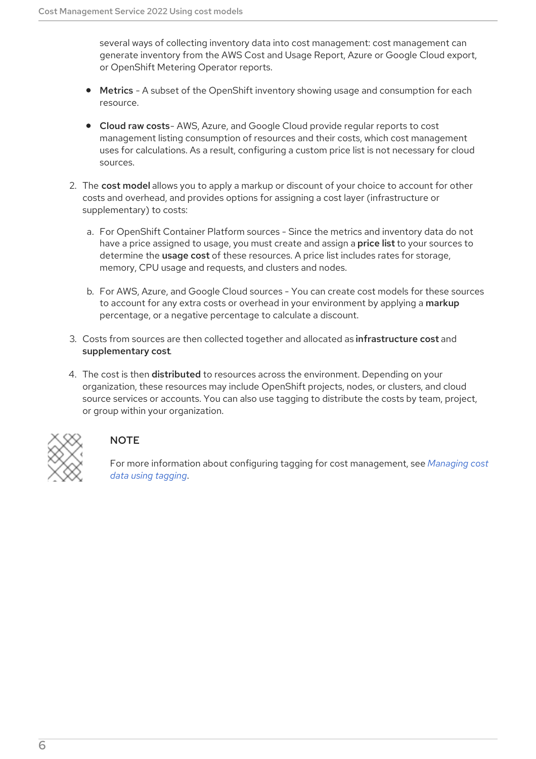several ways of collecting inventory data into cost management: cost management can generate inventory from the AWS Cost and Usage Report, Azure or Google Cloud export, or OpenShift Metering Operator reports.

- **Metrics** - A subset of the OpenShift inventory showing usage and consumption for each resource.
- **Cloud raw costs**- AWS, Azure, and Google Cloud provide regular reports to cost management listing consumption of resources and their costs, which cost management uses for calculations. As a result, configuring a custom price list is not necessary for cloud sources.

2. The **cost model** allows you to apply a markup or discount of your choice to account for other costs and overhead, and provides options for assigning a cost layer (infrastructure or supplementary) to costs:

   a. For OpenShift Container Platform sources - Since the metrics and inventory data do not have a price assigned to usage, you must create and assign a **price list** to your sources to determine the **usage cost** of these resources. A price list includes rates for storage, memory, CPU usage and requests, and clusters and nodes.

   b. For AWS, Azure, and Google Cloud sources - You can create cost models for these sources to account for any extra costs or overhead in your environment by applying a **markup** percentage, or a negative percentage to calculate a discount.

3. Costs from sources are then collected together and allocated as **infrastructure cost** and **supplementary cost**.

4. The cost is then **distributed** to resources across the environment. Depending on your organization, these resources may include OpenShift projects, nodes, or clusters, and cloud source services or accounts. You can also use tagging to distribute the costs by team, project, or group within your organization.

> **NOTE**
>
> For more information about configuring tagging for cost management, see *Managing cost data using tagging*.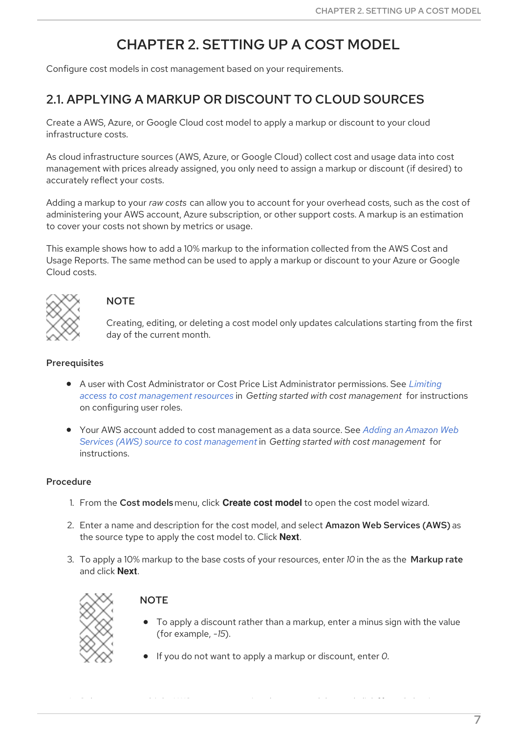# CHAPTER 2. SETTING UP A COST MODEL

Configure cost models in cost management based on your requirements.

## 2.1. APPLYING A MARKUP OR DISCOUNT TO CLOUD SOURCES

Create a AWS, Azure, or Google Cloud cost model to apply a markup or discount to your cloud infrastructure costs.

As cloud infrastructure sources (AWS, Azure, or Google Cloud) collect cost and usage data into cost management with prices already assigned, you only need to assign a markup or discount (if desired) to accurately reflect your costs.

Adding a markup to your *raw costs* can allow you to account for your overhead costs, such as the cost of administering your AWS account, Azure subscription, or other support costs. A markup is an estimation to cover your costs not shown by metrics or usage.

This example shows how to add a 10% markup to the information collected from the AWS Cost and Usage Reports. The same method can be used to apply a markup or discount to your Azure or Google Cloud costs.

> **NOTE**
>
> Creating, editing, or deleting a cost model only updates calculations starting from the first day of the current month.

### Prerequisites

- A user with Cost Administrator or Cost Price List Administrator permissions. See *Limiting access to cost management resources* in *Getting started with cost management* for instructions on configuring user roles.
- Your AWS account added to cost management as a data source. See *Adding an Amazon Web Services (AWS) source to cost management* in *Getting started with cost management* for instructions.

### Procedure

1. From the **Cost models** menu, click **Create cost model** to open the cost model wizard.
2. Enter a name and description for the cost model, and select **Amazon Web Services (AWS)** as the source type to apply the cost model to. Click **Next**.
3. To apply a 10% markup to the base costs of your resources, enter *10* in the as the **Markup rate** and click **Next**.

   > **NOTE**
   >
   > - To apply a discount rather than a markup, enter a minus sign with the value (for example, *-15*).
   > - If you do not want to apply a markup or discount, enter *0*.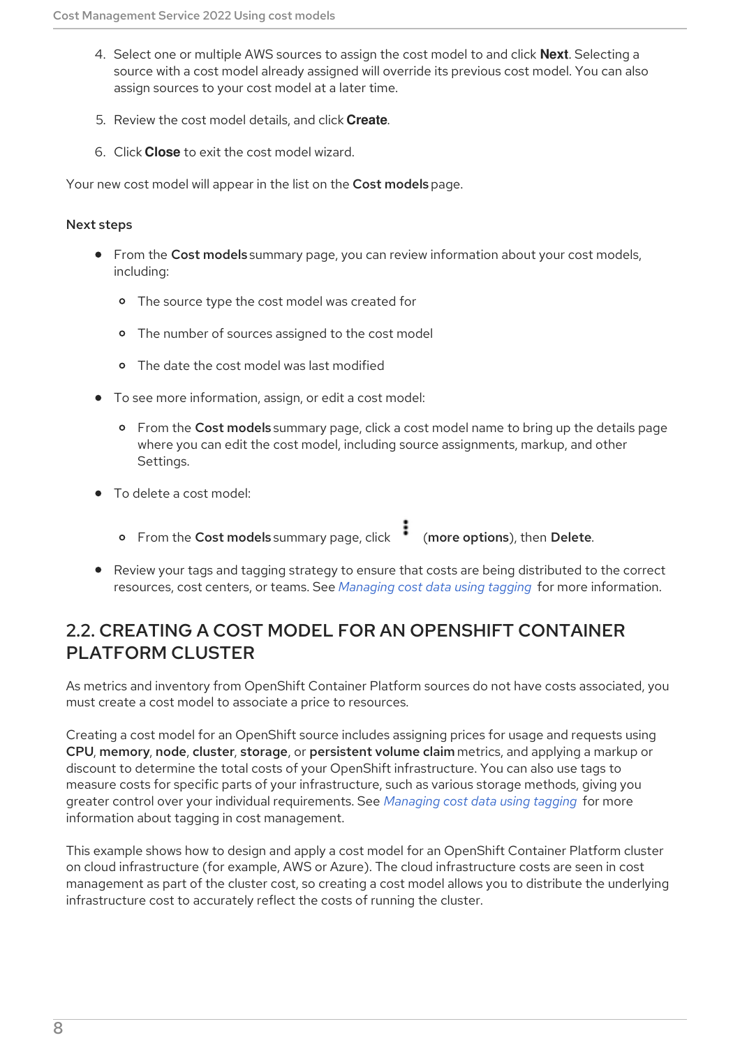4. Select one or multiple AWS sources to assign the cost model to and click **Next**. Selecting a source with a cost model already assigned will override its previous cost model. You can also assign sources to your cost model at a later time.

5. Review the cost model details, and click **Create**.

6. Click **Close** to exit the cost model wizard.

Your new cost model will appear in the list on the **Cost models** page.

#### Next steps

- From the **Cost models** summary page, you can review information about your cost models, including:
  - The source type the cost model was created for
  - The number of sources assigned to the cost model
  - The date the cost model was last modified
- To see more information, assign, or edit a cost model:
  - From the **Cost models** summary page, click a cost model name to bring up the details page where you can edit the cost model, including source assignments, markup, and other Settings.
- To delete a cost model:
  - From the **Cost models** summary page, click ⋮ (**more options**), then **Delete**.
- Review your tags and tagging strategy to ensure that costs are being distributed to the correct resources, cost centers, or teams. See *Managing cost data using tagging* for more information.

## 2.2. CREATING A COST MODEL FOR AN OPENSHIFT CONTAINER PLATFORM CLUSTER

As metrics and inventory from OpenShift Container Platform sources do not have costs associated, you must create a cost model to associate a price to resources.

Creating a cost model for an OpenShift source includes assigning prices for usage and requests using **CPU**, **memory**, **node**, **cluster**, **storage**, or **persistent volume claim** metrics, and applying a markup or discount to determine the total costs of your OpenShift infrastructure. You can also use tags to measure costs for specific parts of your infrastructure, such as various storage methods, giving you greater control over your individual requirements. See *Managing cost data using tagging* for more information about tagging in cost management.

This example shows how to design and apply a cost model for an OpenShift Container Platform cluster on cloud infrastructure (for example, AWS or Azure). The cloud infrastructure costs are seen in cost management as part of the cluster cost, so creating a cost model allows you to distribute the underlying infrastructure cost to accurately reflect the costs of running the cluster.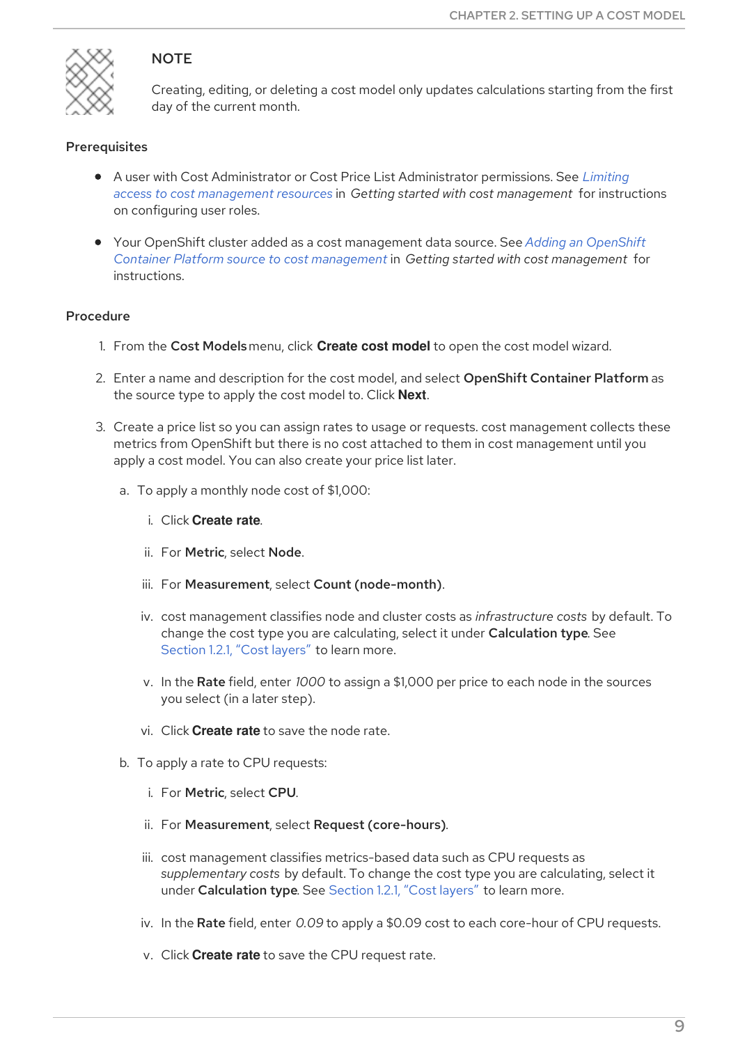**NOTE**

Creating, editing, or deleting a cost model only updates calculations starting from the first day of the current month.

**Prerequisites**

- A user with Cost Administrator or Cost Price List Administrator permissions. See *Limiting access to cost management resources* in *Getting started with cost management* for instructions on configuring user roles.
- Your OpenShift cluster added as a cost management data source. See *Adding an OpenShift Container Platform source to cost management* in *Getting started with cost management* for instructions.

**Procedure**

1. From the **Cost Models** menu, click **Create cost model** to open the cost model wizard.
2. Enter a name and description for the cost model, and select **OpenShift Container Platform** as the source type to apply the cost model to. Click **Next**.
3. Create a price list so you can assign rates to usage or requests. cost management collects these metrics from OpenShift but there is no cost attached to them in cost management until you apply a cost model. You can also create your price list later.
    a. To apply a monthly node cost of $1,000:
        i. Click **Create rate**.
        ii. For **Metric**, select **Node**.
        iii. For **Measurement**, select **Count (node-month)**.
        iv. cost management classifies node and cluster costs as *infrastructure costs* by default. To change the cost type you are calculating, select it under **Calculation type**. See Section 1.2.1, "Cost layers" to learn more.
        v. In the **Rate** field, enter *1000* to assign a $1,000 per price to each node in the sources you select (in a later step).
        vi. Click **Create rate** to save the node rate.
    b. To apply a rate to CPU requests:
        i. For **Metric**, select **CPU**.
        ii. For **Measurement**, select **Request (core-hours)**.
        iii. cost management classifies metrics-based data such as CPU requests as *supplementary costs* by default. To change the cost type you are calculating, select it under **Calculation type**. See Section 1.2.1, "Cost layers" to learn more.
        iv. In the **Rate** field, enter *0.09* to apply a $0.09 cost to each core-hour of CPU requests.
        v. Click **Create rate** to save the CPU request rate.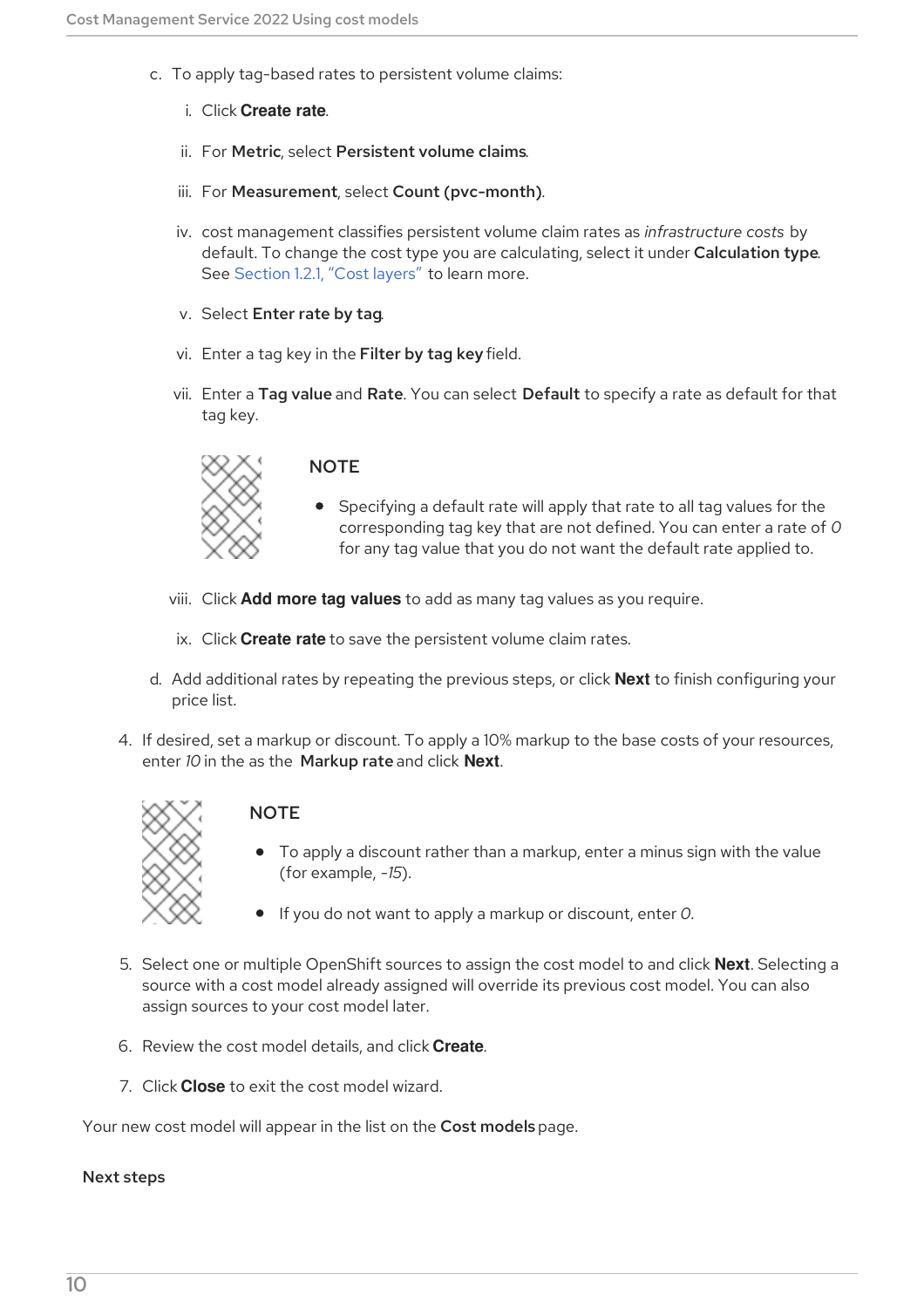c. To apply tag-based rates to persistent volume claims:

   i. Click **Create rate**.

   ii. For **Metric**, select **Persistent volume claims**.

   iii. For **Measurement**, select **Count (pvc-month)**.

   iv. cost management classifies persistent volume claim rates as *infrastructure costs* by default. To change the cost type you are calculating, select it under **Calculation type**. See Section 1.2.1, "Cost layers" to learn more.

   v. Select **Enter rate by tag**.

   vi. Enter a tag key in the **Filter by tag key** field.

   vii. Enter a **Tag value** and **Rate**. You can select **Default** to specify a rate as default for that tag key.

   > NOTE
   >
   > - Specifying a default rate will apply that rate to all tag values for the corresponding tag key that are not defined. You can enter a rate of *0* for any tag value that you do not want the default rate applied to.

   viii. Click **Add more tag values** to add as many tag values as you require.

   ix. Click **Create rate** to save the persistent volume claim rates.

d. Add additional rates by repeating the previous steps, or click **Next** to finish configuring your price list.

4. If desired, set a markup or discount. To apply a 10% markup to the base costs of your resources, enter *10* in the as the **Markup rate** and click **Next**.

   > NOTE
   >
   > - To apply a discount rather than a markup, enter a minus sign with the value (for example, *-15*).
   > - If you do not want to apply a markup or discount, enter *0*.

5. Select one or multiple OpenShift sources to assign the cost model to and click **Next**. Selecting a source with a cost model already assigned will override its previous cost model. You can also assign sources to your cost model later.

6. Review the cost model details, and click **Create**.

7. Click **Close** to exit the cost model wizard.

Your new cost model will appear in the list on the **Cost models** page.

**Next steps**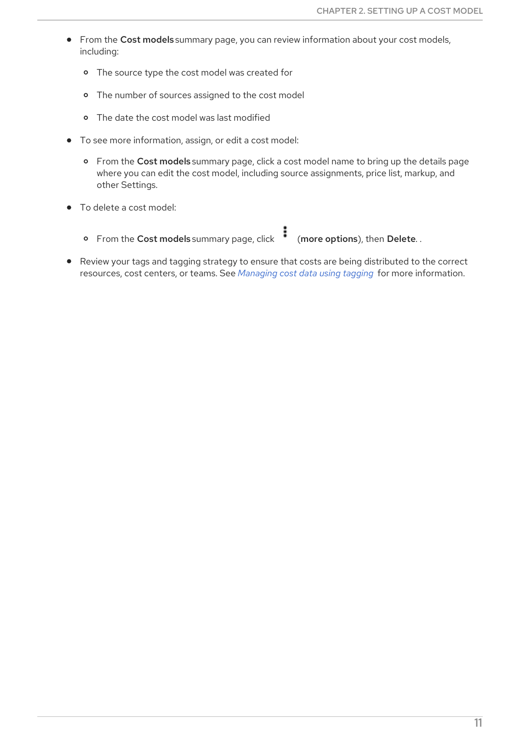- From the **Cost models** summary page, you can review information about your cost models, including:
  - The source type the cost model was created for
  - The number of sources assigned to the cost model
  - The date the cost model was last modified
- To see more information, assign, or edit a cost model:
  - From the **Cost models** summary page, click a cost model name to bring up the details page where you can edit the cost model, including source assignments, price list, markup, and other Settings.
- To delete a cost model:
  - From the **Cost models** summary page, click ⋮ (**more options**), then **Delete**. .
- Review your tags and tagging strategy to ensure that costs are being distributed to the correct resources, cost centers, or teams. See *Managing cost data using tagging* for more information.